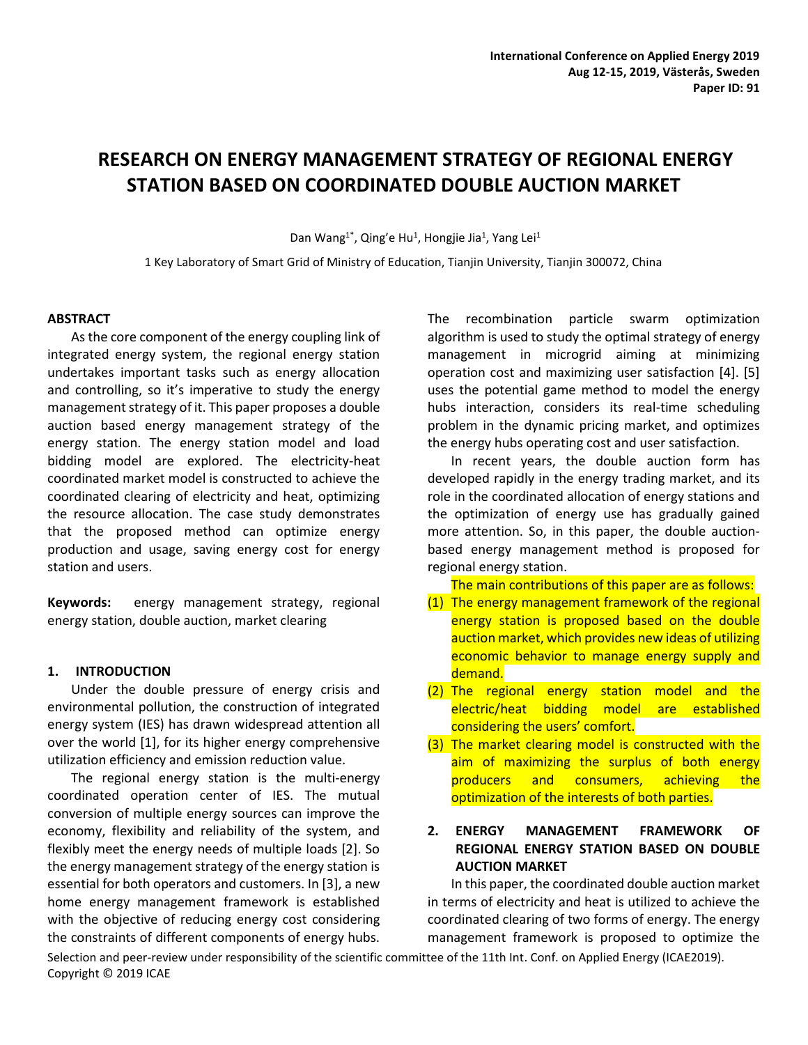# RESEARCH ON ENERGY MANAGEMENT STRATEGY OF REGIONAL ENERGY STATION BASED ON COORDINATED DOUBLE AUCTION MARKET

Dan Wang[1*], Qing'e Hu[1], Hongjie Jia[1], Yang Lei[1]

1 Key Laboratory of Smart Grid of Ministry of Education, Tianjin University, Tianjin 300072, China

## ABSTRACT

As the core component of the energy coupling link of integrated energy system, the regional energy station undertakes important tasks such as energy allocation and controlling, so it's imperative to study the energy management strategy of it. This paper proposes a double auction based energy management strategy of the energy station. The energy station model and load bidding model are explored. The electricity-heat coordinated market model is constructed to achieve the coordinated clearing of electricity and heat, optimizing the resource allocation. The case study demonstrates that the proposed method can optimize energy production and usage, saving energy cost for energy station and users.

**Keywords:** energy management strategy, regional energy station, double auction, market clearing

## 1. INTRODUCTION

Under the double pressure of energy crisis and environmental pollution, the construction of integrated energy system (IES) has drawn widespread attention all over the world [1], for its higher energy comprehensive utilization efficiency and emission reduction value.

The regional energy station is the multi-energy coordinated operation center of IES. The mutual conversion of multiple energy sources can improve the economy, flexibility and reliability of the system, and flexibly meet the energy needs of multiple loads [2]. So the energy management strategy of the energy station is essential for both operators and customers. In [3], a new home energy management framework is established with the objective of reducing energy cost considering the constraints of different components of energy hubs. The recombination particle swarm optimization algorithm is used to study the optimal strategy of energy management in microgrid aiming at minimizing operation cost and maximizing user satisfaction [4]. [5] uses the potential game method to model the energy hubs interaction, considers its real-time scheduling problem in the dynamic pricing market, and optimizes the energy hubs operating cost and user satisfaction.

In recent years, the double auction form has developed rapidly in the energy trading market, and its role in the coordinated allocation of energy stations and the optimization of energy use has gradually gained more attention. So, in this paper, the double auction-based energy management method is proposed for regional energy station.

The main contributions of this paper are as follows:

(1) The energy management framework of the regional energy station is proposed based on the double auction market, which provides new ideas of utilizing economic behavior to manage energy supply and demand.

(2) The regional energy station model and the electric/heat bidding model are established considering the users' comfort.

(3) The market clearing model is constructed with the aim of maximizing the surplus of both energy producers and consumers, achieving the optimization of the interests of both parties.

## 2. ENERGY MANAGEMENT FRAMEWORK OF REGIONAL ENERGY STATION BASED ON DOUBLE AUCTION MARKET

In this paper, the coordinated double auction market in terms of electricity and heat is utilized to achieve the coordinated clearing of two forms of energy. The energy management framework is proposed to optimize the

Selection and peer-review under responsibility of the scientific committee of the 11th Int. Conf. on Applied Energy (ICAE2019).
Copyright © 2019 ICAE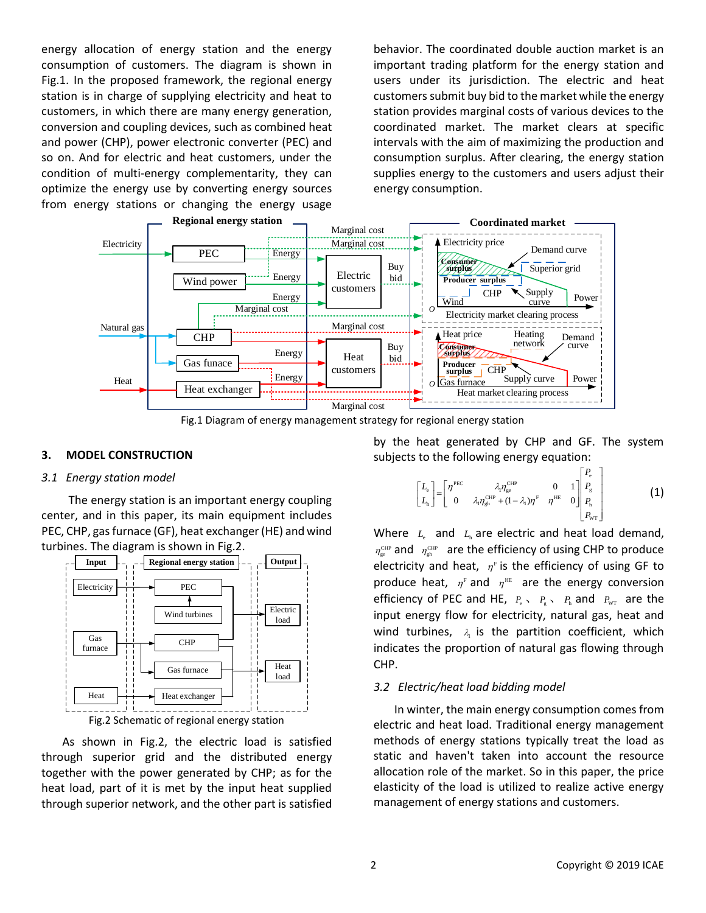energy allocation of energy station and the energy consumption of customers. The diagram is shown in Fig.1. In the proposed framework, the regional energy station is in charge of supplying electricity and heat to customers, in which there are many energy generation, conversion and coupling devices, such as combined heat and power (CHP), power electronic converter (PEC) and so on. And for electric and heat customers, under the condition of multi-energy complementarity, they can optimize the energy use by converting energy sources from energy stations or changing the energy usage behavior. The coordinated double auction market is an important trading platform for the energy station and users under its jurisdiction. The electric and heat customers submit buy bid to the market while the energy station provides marginal costs of various devices to the coordinated market. The market clears at specific intervals with the aim of maximizing the production and consumption surplus. After clearing, the energy station supplies energy to the customers and users adjust their energy consumption.

Fig.1 Diagram of energy management strategy for regional energy station

## 3. MODEL CONSTRUCTION

### 3.1 *Energy station model*

The energy station is an important energy coupling center, and in this paper, its main equipment includes PEC, CHP, gas furnace (GF), heat exchanger (HE) and wind turbines. The diagram is shown in Fig.2.

Fig.2 Schematic of regional energy station

As shown in Fig.2, the electric load is satisfied through superior grid and the distributed energy together with the power generated by CHP; as for the heat load, part of it is met by the input heat supplied through superior network, and the other part is satisfied by the heat generated by CHP and GF. The system subjects to the following energy equation:

$$\begin{bmatrix} L_e \\ L_h \end{bmatrix} = \begin{bmatrix} \eta^{PEC} & \lambda_1 \eta_{ge}^{CHP} & 0 & 1 \\ 0 & \lambda_1 \eta_{gh}^{CHP} + (1-\lambda_1)\eta^{F} & \eta^{HE} & 0 \end{bmatrix} \begin{bmatrix} P_e \\ P_g \\ P_h \\ P_{WT} \end{bmatrix} \tag{1}$$

Where $L_e$ and $L_h$ are electric and heat load demand, $\eta_{ge}^{CHP}$ and $\eta_{gh}^{CHP}$ are the efficiency of using CHP to produce electricity and heat, $\eta^{F}$ is the efficiency of using GF to produce heat, $\eta^{F}$ and $\eta^{HE}$ are the energy conversion efficiency of PEC and HE, $P_e$、 $P_g$、 $P_h$ and $P_{WT}$ are the input energy flow for electricity, natural gas, heat and wind turbines, $\lambda_1$ is the partition coefficient, which indicates the proportion of natural gas flowing through CHP.

### 3.2 *Electric/heat load bidding model*

In winter, the main energy consumption comes from electric and heat load. Traditional energy management methods of energy stations typically treat the load as static and haven't taken into account the resource allocation role of the market. So in this paper, the price elasticity of the load is utilized to realize active energy management of energy stations and customers.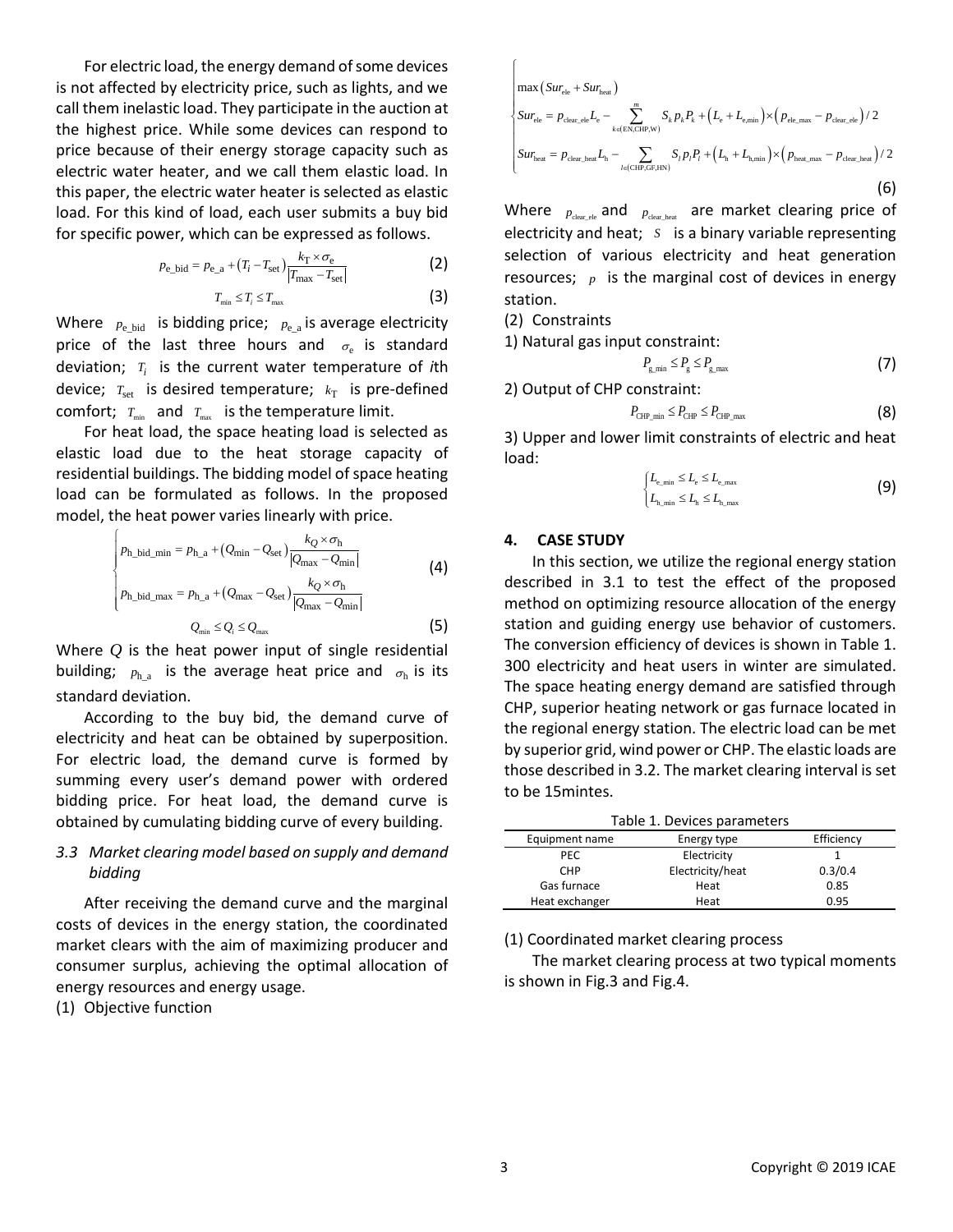For electric load, the energy demand of some devices is not affected by electricity price, such as lights, and we call them inelastic load. They participate in the auction at the highest price. While some devices can respond to price because of their energy storage capacity such as electric water heater, and we call them elastic load. In this paper, the electric water heater is selected as elastic load. For this kind of load, each user submits a buy bid for specific power, which can be expressed as follows.

$$p_{\mathrm{e\_bid}} = p_{\mathrm{e\_a}} + \left(T_i - T_{\mathrm{set}}\right)\frac{k_{\mathrm{T}} \times \sigma_{\mathrm{e}}}{\left|T_{\max} - T_{\mathrm{set}}\right|} \tag{2}$$

$$T_{\min} \le T_i \le T_{\max} \tag{3}$$

Where $p_{\mathrm{e\_bid}}$ is bidding price; $p_{\mathrm{e\_a}}$ is average electricity price of the last three hours and $\sigma_{\mathrm{e}}$ is standard deviation; $T_i$ is the current water temperature of *i*th device; $T_{\mathrm{set}}$ is desired temperature; $k_{\mathrm{T}}$ is pre-defined comfort; $T_{\min}$ and $T_{\max}$ is the temperature limit.

For heat load, the space heating load is selected as elastic load due to the heat storage capacity of residential buildings. The bidding model of space heating load can be formulated as follows. In the proposed model, the heat power varies linearly with price.

$$\begin{cases} p_{\mathrm{h\_bid\_min}} = p_{\mathrm{h\_a}} + \left(Q_{\min} - Q_{\mathrm{set}}\right)\dfrac{k_Q \times \sigma_{\mathrm{h}}}{\left|Q_{\max} - Q_{\min}\right|} \\ p_{\mathrm{h\_bid\_max}} = p_{\mathrm{h\_a}} + \left(Q_{\max} - Q_{\mathrm{set}}\right)\dfrac{k_Q \times \sigma_{\mathrm{h}}}{\left|Q_{\max} - Q_{\min}\right|} \end{cases} \tag{4}$$

$$Q_{\min} \le Q_i \le Q_{\max} \tag{5}$$

Where $Q$ is the heat power input of single residential building; $p_{\mathrm{h\_a}}$ is the average heat price and $\sigma_{\mathrm{h}}$ is its standard deviation.

According to the buy bid, the demand curve of electricity and heat can be obtained by superposition. For electric load, the demand curve is formed by summing every user's demand power with ordered bidding price. For heat load, the demand curve is obtained by cumulating bidding curve of every building.

### *3.3 Market clearing model based on supply and demand bidding*

After receiving the demand curve and the marginal costs of devices in the energy station, the coordinated market clears with the aim of maximizing producer and consumer surplus, achieving the optimal allocation of energy resources and energy usage.

(1) Objective function

$$\begin{cases} \max\left(Sur_{\mathrm{ele}} + Sur_{\mathrm{heat}}\right) \\ Sur_{\mathrm{ele}} = p_{\mathrm{clear\_ele}} L_{\mathrm{e}} - \sum\limits_{k \in (\mathrm{EN,CHP,W})}^{m} S_k p_k P_k + \left(L_{\mathrm{e}} + L_{\mathrm{e,min}}\right) \times \left(p_{\mathrm{ele\_max}} - p_{\mathrm{clear\_ele}}\right)/2 \\ Sur_{\mathrm{heat}} = p_{\mathrm{clear\_heat}} L_{\mathrm{h}} - \sum\limits_{l \in (\mathrm{CHP,GF,HN})} S_l p_l P_l + \left(L_{\mathrm{h}} + L_{\mathrm{h,min}}\right) \times \left(p_{\mathrm{heat\_max}} - p_{\mathrm{clear\_heat}}\right)/2 \end{cases} \tag{6}$$

Where $p_{\mathrm{clear\_ele}}$ and $p_{\mathrm{clear\_heat}}$ are market clearing price of electricity and heat; $S$ is a binary variable representing selection of various electricity and heat generation resources; $p$ is the marginal cost of devices in energy station.

(2) Constraints

1) Natural gas input constraint:

$$P_{\mathrm{g\_min}} \le P_{\mathrm{g}} \le P_{\mathrm{g\_max}} \tag{7}$$

2) Output of CHP constraint:

$$P_{\mathrm{CHP\_min}} \le P_{\mathrm{CHP}} \le P_{\mathrm{CHP\_max}} \tag{8}$$

3) Upper and lower limit constraints of electric and heat load:

$$\begin{cases} L_{\mathrm{e\_min}} \le L_{\mathrm{e}} \le L_{\mathrm{e\_max}} \\ L_{\mathrm{h\_min}} \le L_{\mathrm{h}} \le L_{\mathrm{h\_max}} \end{cases} \tag{9}$$

## 4. CASE STUDY

In this section, we utilize the regional energy station described in 3.1 to test the effect of the proposed method on optimizing resource allocation of the energy station and guiding energy use behavior of customers. The conversion efficiency of devices is shown in Table 1. 300 electricity and heat users in winter are simulated. The space heating energy demand are satisfied through CHP, superior heating network or gas furnace located in the regional energy station. The electric load can be met by superior grid, wind power or CHP. The elastic loads are those described in 3.2. The market clearing interval is set to be 15mintes.

Table 1. Devices parameters

| Equipment name | Energy type | Efficiency |
|---|---|---|
| PEC | Electricity | 1 |
| CHP | Electricity/heat | 0.3/0.4 |
| Gas furnace | Heat | 0.85 |
| Heat exchanger | Heat | 0.95 |

(1) Coordinated market clearing process

The market clearing process at two typical moments is shown in Fig.3 and Fig.4.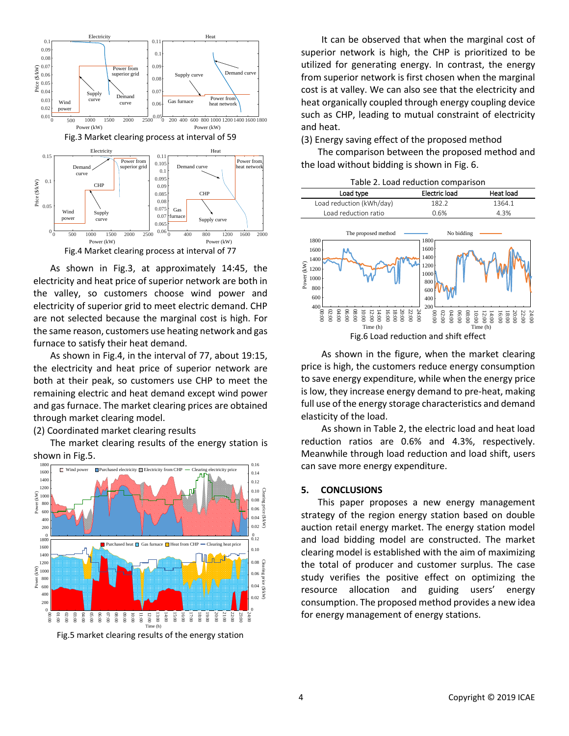Fig.3 Market clearing process at interval of 59

Fig.4 Market clearing process at interval of 77

As shown in Fig.3, at approximately 14:45, the electricity and heat price of superior network are both in the valley, so customers choose wind power and electricity of superior grid to meet electric demand. CHP are not selected because the marginal cost is high. For the same reason, customers use heating network and gas furnace to satisfy their heat demand.

As shown in Fig.4, in the interval of 77, about 19:15, the electricity and heat price of superior network are both at their peak, so customers use CHP to meet the remaining electric and heat demand except wind power and gas furnace. The market clearing prices are obtained through market clearing model.

(2) Coordinated market clearing results

The market clearing results of the energy station is shown in Fig.5.

Fig.5 market clearing results of the energy station

It can be observed that when the marginal cost of superior network is high, the CHP is prioritized to be utilized for generating energy. In contrast, the energy from superior network is first chosen when the marginal cost is at valley. We can also see that the electricity and heat organically coupled through energy coupling device such as CHP, leading to mutual constraint of electricity and heat.

(3) Energy saving effect of the proposed method

The comparison between the proposed method and the load without bidding is shown in Fig. 6.

Table 2. Load reduction comparison

| Load type | Electric load | Heat load |
| --- | --- | --- |
| Load reduction (kWh/day) | 182.2 | 1364.1 |
| Load reduction ratio | 0.6% | 4.3% |

Fig.6 Load reduction and shift effect

As shown in the figure, when the market clearing price is high, the customers reduce energy consumption to save energy expenditure, while when the energy price is low, they increase energy demand to pre-heat, making full use of the energy storage characteristics and demand elasticity of the load.

As shown in Table 2, the electric load and heat load reduction ratios are 0.6% and 4.3%, respectively. Meanwhile through load reduction and load shift, users can save more energy expenditure.

## 5. CONCLUSIONS

This paper proposes a new energy management strategy of the region energy station based on double auction retail energy market. The energy station model and load bidding model are constructed. The market clearing model is established with the aim of maximizing the total of producer and customer surplus. The case study verifies the positive effect on optimizing the resource allocation and guiding users' energy consumption. The proposed method provides a new idea for energy management of energy stations.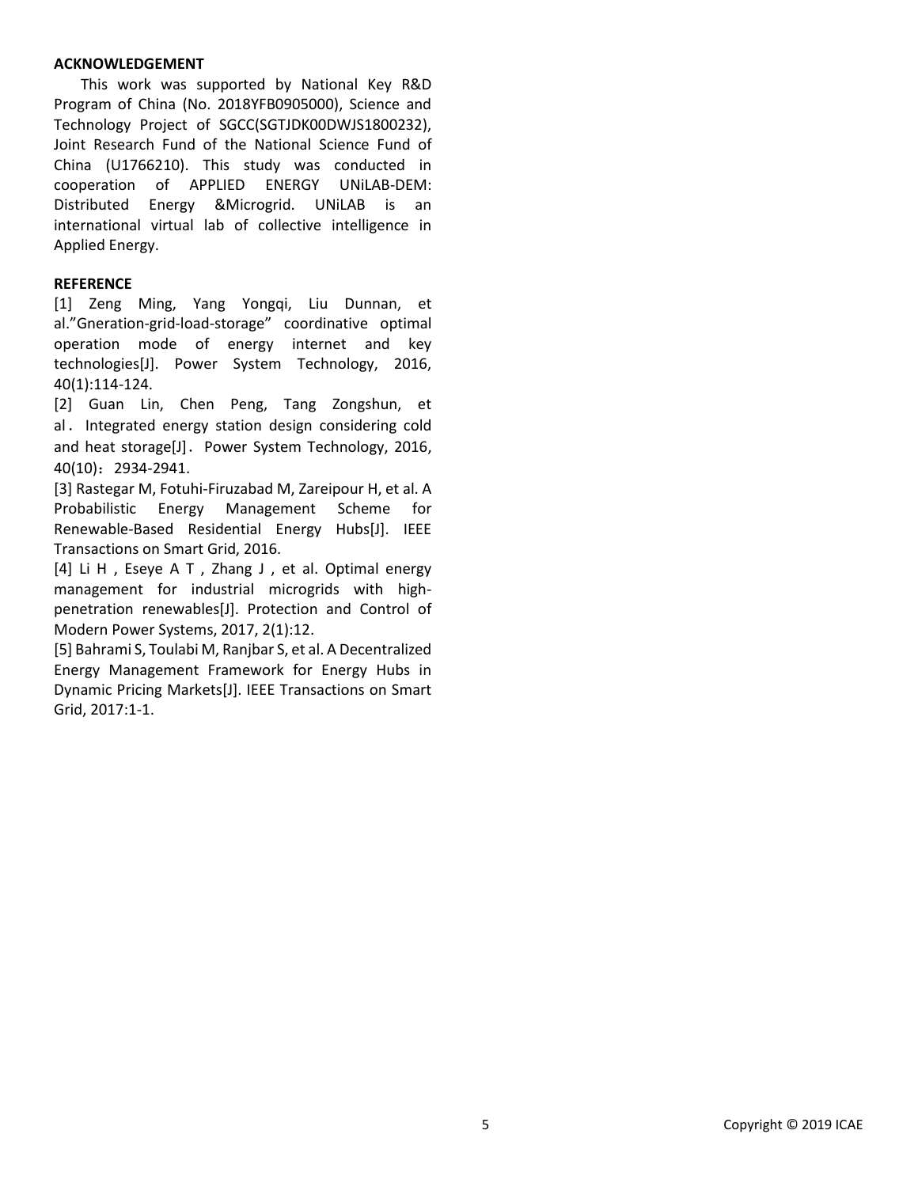## ACKNOWLEDGEMENT

This work was supported by National Key R&D Program of China (No. 2018YFB0905000), Science and Technology Project of SGCC(SGTJDK00DWJS1800232), Joint Research Fund of the National Science Fund of China (U1766210). This study was conducted in cooperation of APPLIED ENERGY UNiLAB-DEM: Distributed Energy &Microgrid. UNiLAB is an international virtual lab of collective intelligence in Applied Energy.

## REFERENCE

[1] Zeng Ming, Yang Yongqi, Liu Dunnan, et al."Gneration-grid-load-storage" coordinative optimal operation mode of energy internet and key technologies[J]. Power System Technology, 2016, 40(1):114-124.

[2] Guan Lin, Chen Peng, Tang Zongshun, et al． Integrated energy station design considering cold and heat storage[J]． Power System Technology, 2016, 40(10)：2934-2941.

[3] Rastegar M, Fotuhi-Firuzabad M, Zareipour H, et al. A Probabilistic Energy Management Scheme for Renewable-Based Residential Energy Hubs[J]. IEEE Transactions on Smart Grid, 2016.

[4] Li H , Eseye A T , Zhang J , et al. Optimal energy management for industrial microgrids with high-penetration renewables[J]. Protection and Control of Modern Power Systems, 2017, 2(1):12.

[5] Bahrami S, Toulabi M, Ranjbar S, et al. A Decentralized Energy Management Framework for Energy Hubs in Dynamic Pricing Markets[J]. IEEE Transactions on Smart Grid, 2017:1-1.